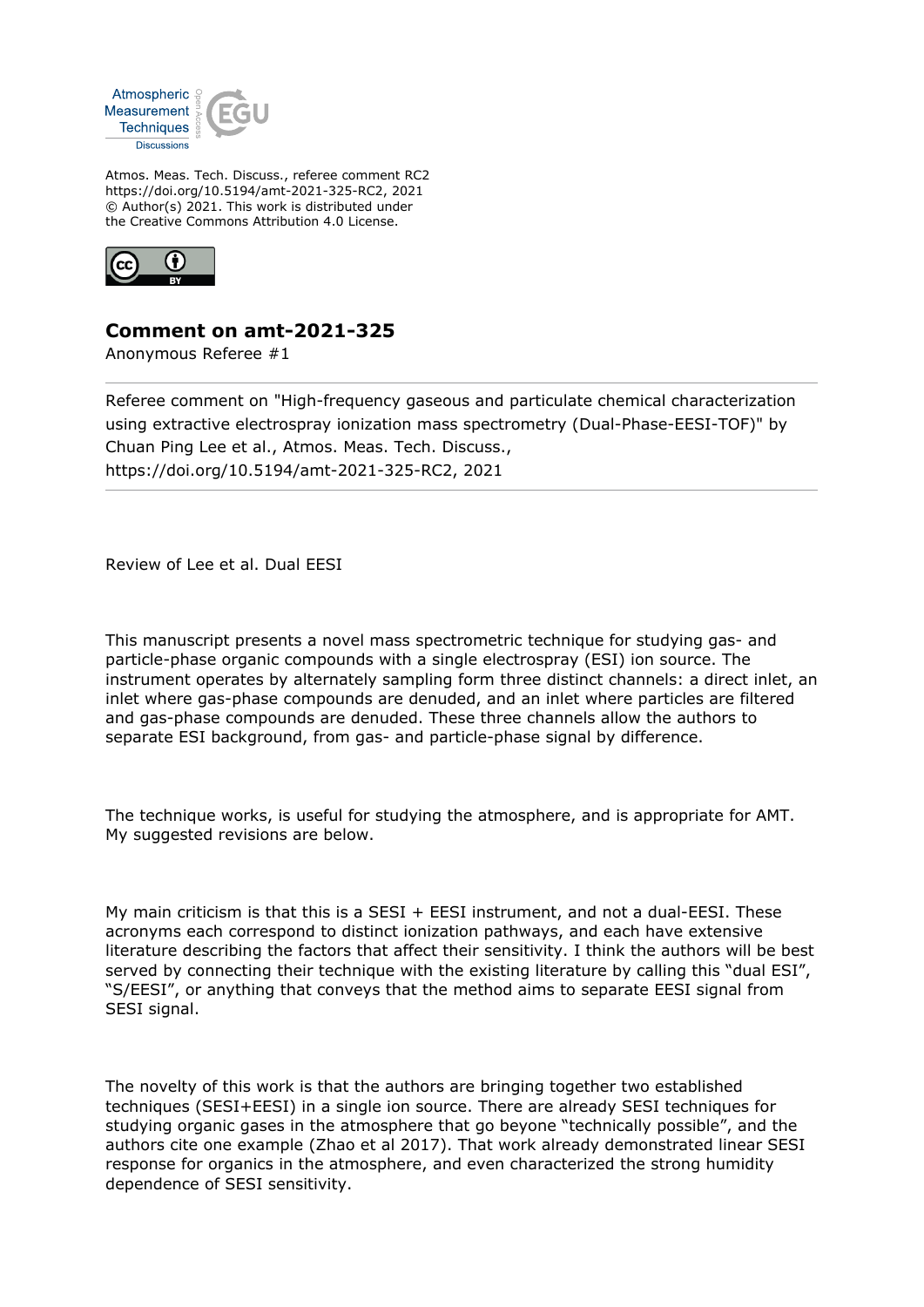Atmos. Meas. Tech. Discuss., referee comment RC2
https://doi.org/10.5194/amt-2021-325-RC2, 2021
© Author(s) 2021. This work is distributed under
the Creative Commons Attribution 4.0 License.

## Comment on amt-2021-325

Anonymous Referee #1

Referee comment on "High-frequency gaseous and particulate chemical characterization using extractive electrospray ionization mass spectrometry (Dual-Phase-EESI-TOF)" by Chuan Ping Lee et al., Atmos. Meas. Tech. Discuss., https://doi.org/10.5194/amt-2021-325-RC2, 2021

Review of Lee et al. Dual EESI

This manuscript presents a novel mass spectrometric technique for studying gas- and particle-phase organic compounds with a single electrospray (ESI) ion source. The instrument operates by alternately sampling form three distinct channels: a direct inlet, an inlet where gas-phase compounds are denuded, and an inlet where particles are filtered and gas-phase compounds are denuded. These three channels allow the authors to separate ESI background, from gas- and particle-phase signal by difference.

The technique works, is useful for studying the atmosphere, and is appropriate for AMT. My suggested revisions are below.

My main criticism is that this is a SESI + EESI instrument, and not a dual-EESI. These acronyms each correspond to distinct ionization pathways, and each have extensive literature describing the factors that affect their sensitivity. I think the authors will be best served by connecting their technique with the existing literature by calling this "dual ESI", "S/EESI", or anything that conveys that the method aims to separate EESI signal from SESI signal.

The novelty of this work is that the authors are bringing together two established techniques (SESI+EESI) in a single ion source. There are already SESI techniques for studying organic gases in the atmosphere that go beyone "technically possible", and the authors cite one example (Zhao et al 2017). That work already demonstrated linear SESI response for organics in the atmosphere, and even characterized the strong humidity dependence of SESI sensitivity.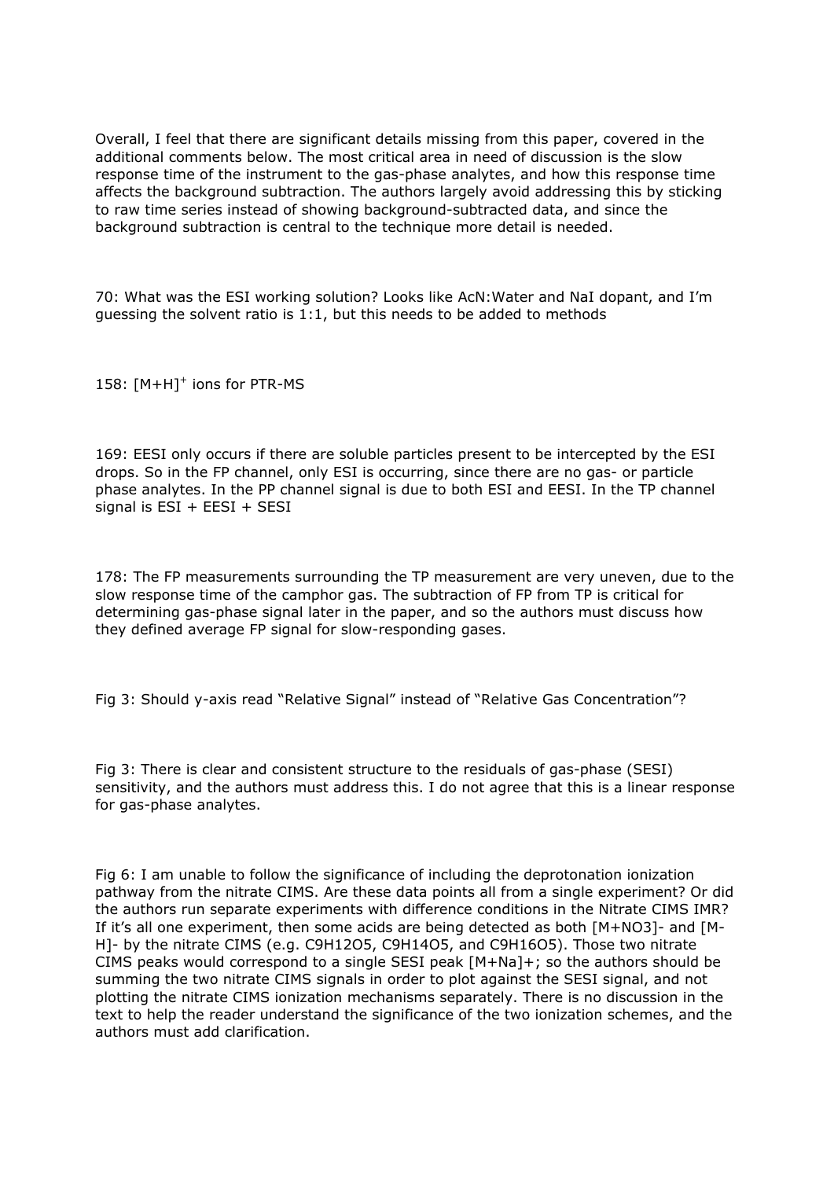Overall, I feel that there are significant details missing from this paper, covered in the additional comments below. The most critical area in need of discussion is the slow response time of the instrument to the gas-phase analytes, and how this response time affects the background subtraction. The authors largely avoid addressing this by sticking to raw time series instead of showing background-subtracted data, and since the background subtraction is central to the technique more detail is needed.

70: What was the ESI working solution? Looks like AcN:Water and NaI dopant, and I'm guessing the solvent ratio is 1:1, but this needs to be added to methods

158: $[M+H]^+$ ions for PTR-MS

169: EESI only occurs if there are soluble particles present to be intercepted by the ESI drops. So in the FP channel, only ESI is occurring, since there are no gas- or particle phase analytes. In the PP channel signal is due to both ESI and EESI. In the TP channel signal is ESI + EESI + SESI

178: The FP measurements surrounding the TP measurement are very uneven, due to the slow response time of the camphor gas. The subtraction of FP from TP is critical for determining gas-phase signal later in the paper, and so the authors must discuss how they defined average FP signal for slow-responding gases.

Fig 3: Should y-axis read "Relative Signal" instead of "Relative Gas Concentration"?

Fig 3: There is clear and consistent structure to the residuals of gas-phase (SESI) sensitivity, and the authors must address this. I do not agree that this is a linear response for gas-phase analytes.

Fig 6: I am unable to follow the significance of including the deprotonation ionization pathway from the nitrate CIMS. Are these data points all from a single experiment? Or did the authors run separate experiments with difference conditions in the Nitrate CIMS IMR? If it's all one experiment, then some acids are being detected as both $[M+NO_3]^-$ and $[M-H]^-$ by the nitrate CIMS (e.g. $C_9H_{12}O_5$, $C_9H_{14}O_5$, and $C_9H_{16}O_5$). Those two nitrate CIMS peaks would correspond to a single SESI peak $[M+Na]^+$; so the authors should be summing the two nitrate CIMS signals in order to plot against the SESI signal, and not plotting the nitrate CIMS ionization mechanisms separately. There is no discussion in the text to help the reader understand the significance of the two ionization schemes, and the authors must add clarification.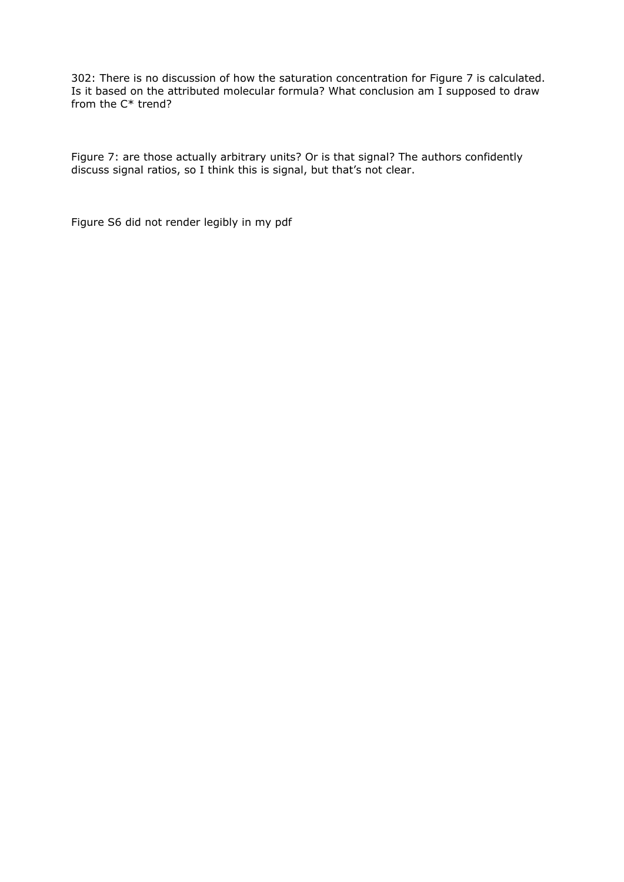302: There is no discussion of how the saturation concentration for Figure 7 is calculated. Is it based on the attributed molecular formula? What conclusion am I supposed to draw from the C* trend?

Figure 7: are those actually arbitrary units? Or is that signal? The authors confidently discuss signal ratios, so I think this is signal, but that's not clear.

Figure S6 did not render legibly in my pdf